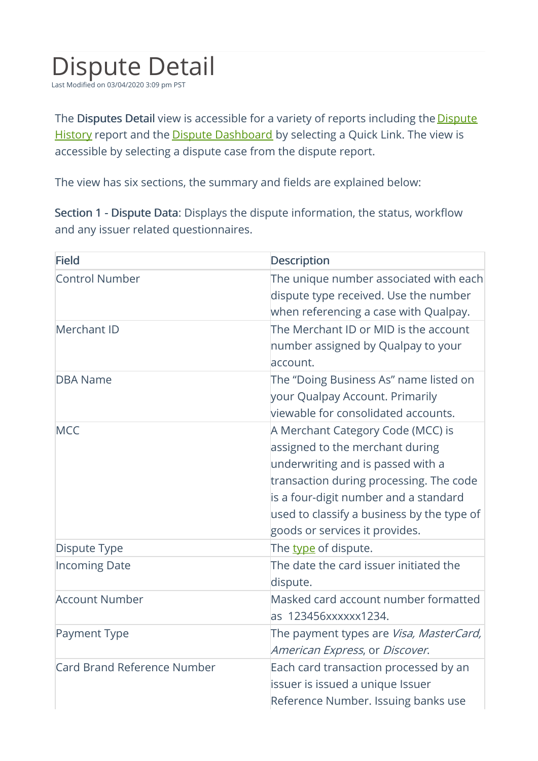# Dispute Detail

Last Modified on 03/04/2020 3:09 pm PST

The **Disputes Detail** view is accessible for a variety of reports including the [Dispute History]() report and the [Dispute Dashboard]() by selecting a Quick Link. The view is accessible by selecting a dispute case from the dispute report.

The view has six sections, the summary and fields are explained below:

**Section 1 - Dispute Data**: Displays the dispute information, the status, workflow and any issuer related questionnaires.

| Field | Description |
| --- | --- |
| Control Number | The unique number associated with each dispute type received. Use the number when referencing a case with Qualpay. |
| Merchant ID | The Merchant ID or MID is the account number assigned by Qualpay to your account. |
| DBA Name | The "Doing Business As" name listed on your Qualpay Account. Primarily viewable for consolidated accounts. |
| MCC | A Merchant Category Code (MCC) is assigned to the merchant during underwriting and is passed with a transaction during processing. The code is a four-digit number and a standard used to classify a business by the type of goods or services it provides. |
| Dispute Type | The [type]() of dispute. |
| Incoming Date | The date the card issuer initiated the dispute. |
| Account Number | Masked card account number formatted as 123456xxxxxx1234. |
| Payment Type | The payment types are *Visa, MasterCard, American Express*, or *Discover*. |
| Card Brand Reference Number | Each card transaction processed by an issuer is issued a unique Issuer Reference Number. Issuing banks use |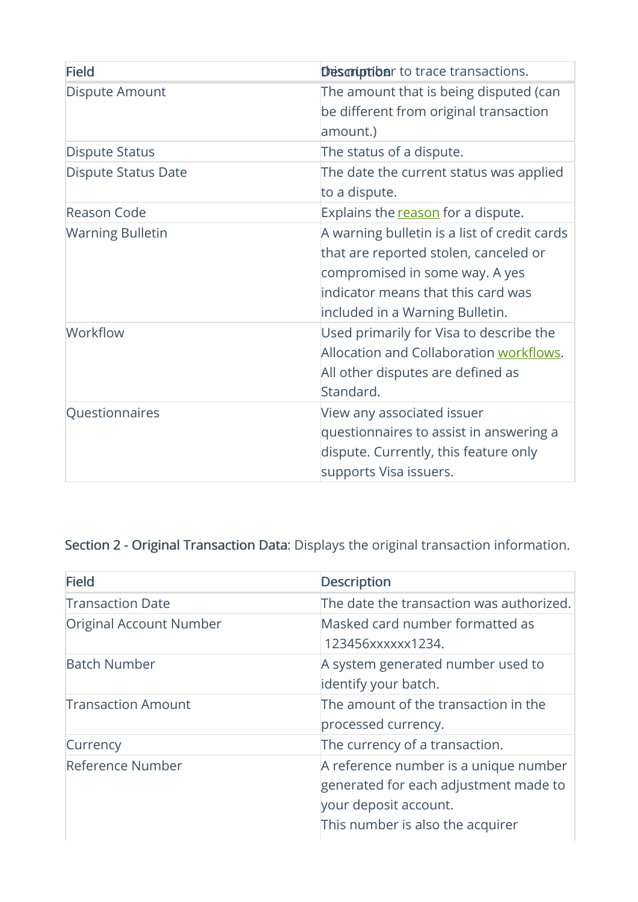| Field | Description |
|---|---|
| | this number to trace transactions. |
| Dispute Amount | The amount that is being disputed (can be different from original transaction amount.) |
| Dispute Status | The status of a dispute. |
| Dispute Status Date | The date the current status was applied to a dispute. |
| Reason Code | Explains the reason for a dispute. |
| Warning Bulletin | A warning bulletin is a list of credit cards that are reported stolen, canceled or compromised in some way. A yes indicator means that this card was included in a Warning Bulletin. |
| Workflow | Used primarily for Visa to describe the Allocation and Collaboration workflows. All other disputes are defined as Standard. |
| Questionnaires | View any associated issuer questionnaires to assist in answering a dispute. Currently, this feature only supports Visa issuers. |

**Section 2 - Original Transaction Data**: Displays the original transaction information.

| Field | Description |
|---|---|
| Transaction Date | The date the transaction was authorized. |
| Original Account Number | Masked card number formatted as 123456xxxxxx1234. |
| Batch Number | A system generated number used to identify your batch. |
| Transaction Amount | The amount of the transaction in the processed currency. |
| Currency | The currency of a transaction. |
| Reference Number | A reference number is a unique number generated for each adjustment made to your deposit account.<br>This number is also the acquirer |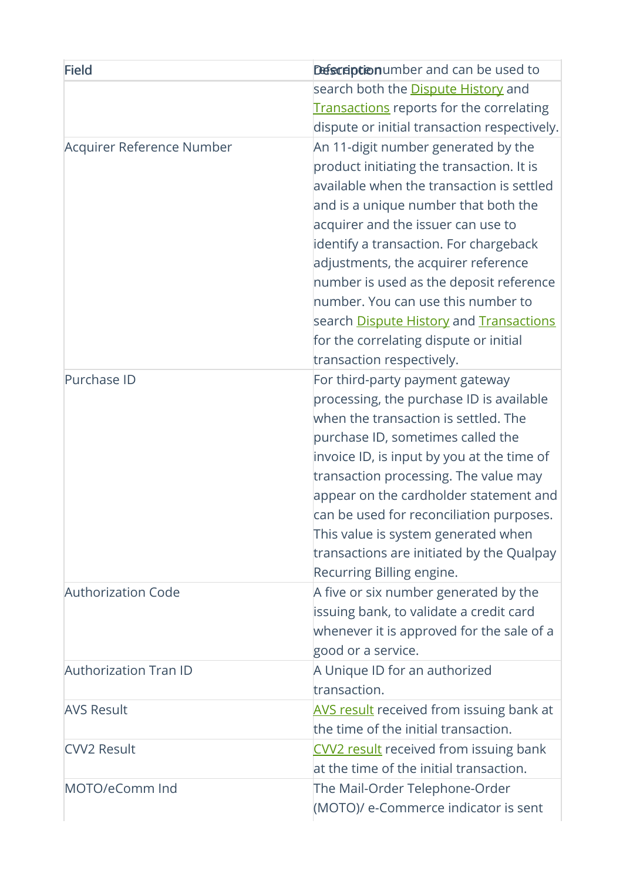| Field | Description |
|---|---|
| | reference number and can be used to search both the Dispute History and Transactions reports for the correlating dispute or initial transaction respectively. |
| Acquirer Reference Number | An 11-digit number generated by the product initiating the transaction. It is available when the transaction is settled and is a unique number that both the acquirer and the issuer can use to identify a transaction. For chargeback adjustments, the acquirer reference number is used as the deposit reference number. You can use this number to search Dispute History and Transactions for the correlating dispute or initial transaction respectively. |
| Purchase ID | For third-party payment gateway processing, the purchase ID is available when the transaction is settled. The purchase ID, sometimes called the invoice ID, is input by you at the time of transaction processing. The value may appear on the cardholder statement and can be used for reconciliation purposes. This value is system generated when transactions are initiated by the Qualpay Recurring Billing engine. |
| Authorization Code | A five or six number generated by the issuing bank, to validate a credit card whenever it is approved for the sale of a good or a service. |
| Authorization Tran ID | A Unique ID for an authorized transaction. |
| AVS Result | AVS result received from issuing bank at the time of the initial transaction. |
| CVV2 Result | CVV2 result received from issuing bank at the time of the initial transaction. |
| MOTO/eComm Ind | The Mail-Order Telephone-Order (MOTO)/ e-Commerce indicator is sent |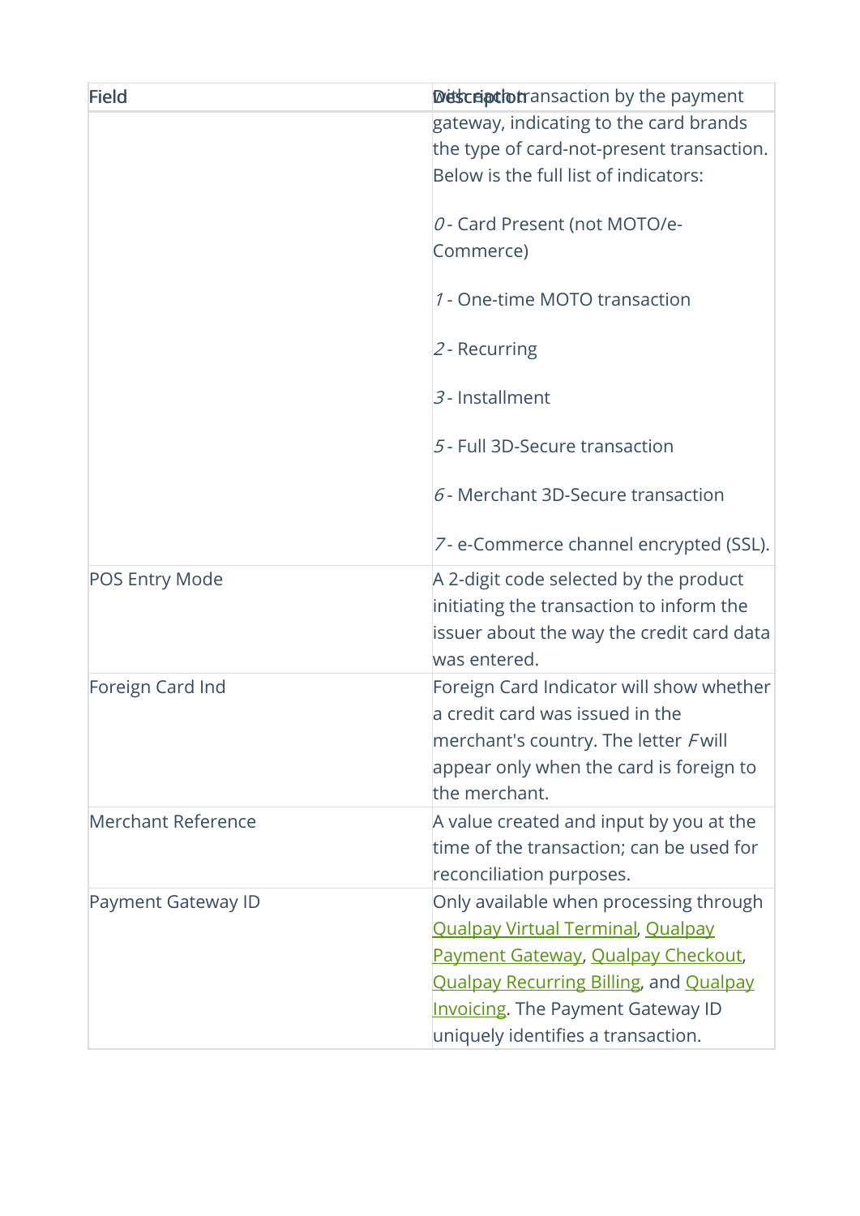| Field | Description |
| --- | --- |
| | with each transaction by the payment gateway, indicating to the card brands the type of card-not-present transaction. Below is the full list of indicators:<br><br>*0* - Card Present (not MOTO/e-Commerce)<br><br>*1* - One-time MOTO transaction<br><br>*2* - Recurring<br><br>*3* - Installment<br><br>*5* - Full 3D-Secure transaction<br><br>*6* - Merchant 3D-Secure transaction<br><br>*7* - e-Commerce channel encrypted (SSL). |
| POS Entry Mode | A 2-digit code selected by the product initiating the transaction to inform the issuer about the way the credit card data was entered. |
| Foreign Card Ind | Foreign Card Indicator will show whether a credit card was issued in the merchant's country. The letter *F* will appear only when the card is foreign to the merchant. |
| Merchant Reference | A value created and input by you at the time of the transaction; can be used for reconciliation purposes. |
| Payment Gateway ID | Only available when processing through Qualpay Virtual Terminal, Qualpay Payment Gateway, Qualpay Checkout, Qualpay Recurring Billing, and Qualpay Invoicing. The Payment Gateway ID uniquely identifies a transaction. |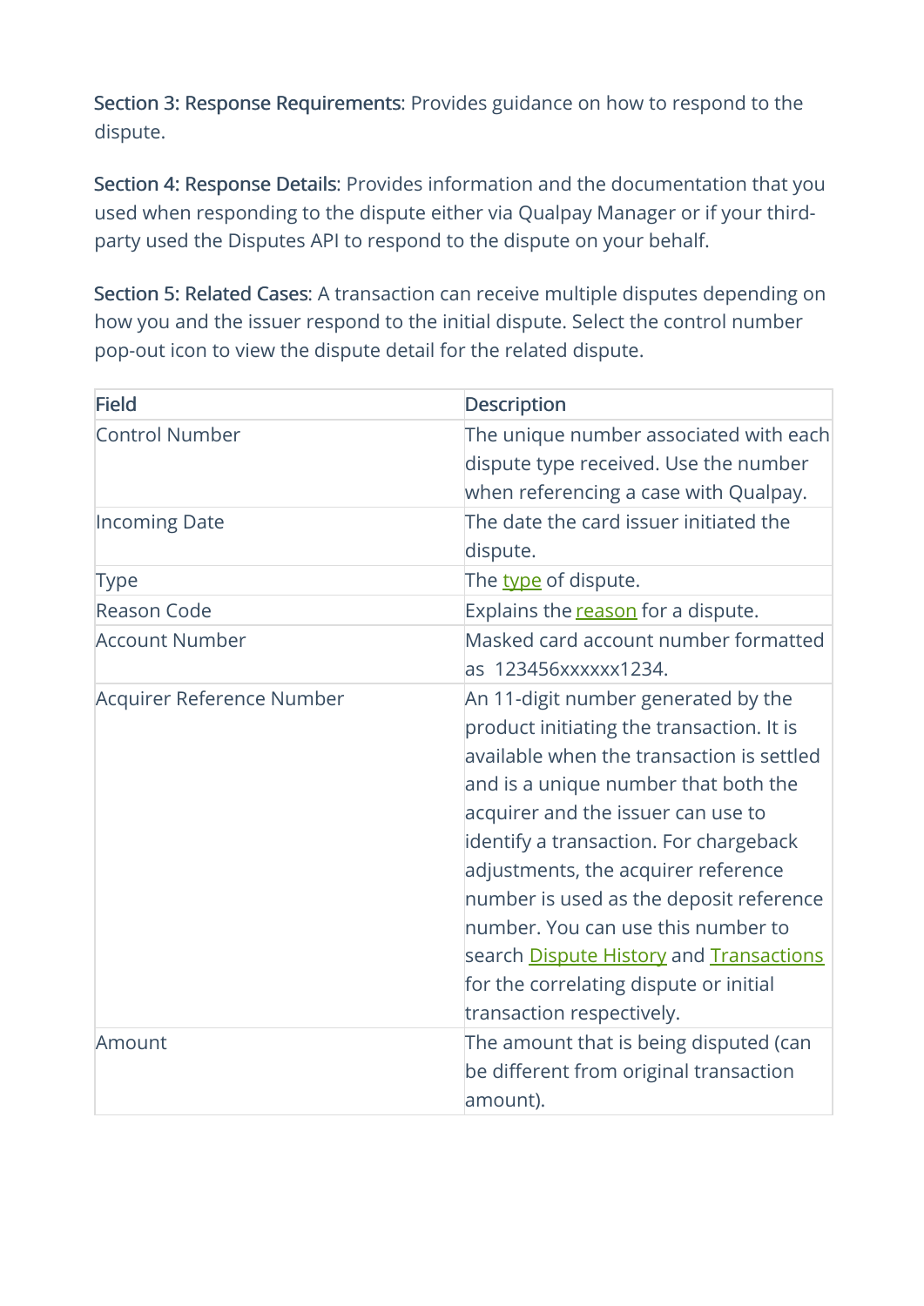**Section 3: Response Requirements**: Provides guidance on how to respond to the dispute.

**Section 4: Response Details**: Provides information and the documentation that you used when responding to the dispute either via Qualpay Manager or if your third-party used the Disputes API to respond to the dispute on your behalf.

**Section 5: Related Cases**: A transaction can receive multiple disputes depending on how you and the issuer respond to the initial dispute. Select the control number pop-out icon to view the dispute detail for the related dispute.

| Field | Description |
| --- | --- |
| Control Number | The unique number associated with each dispute type received. Use the number when referencing a case with Qualpay. |
| Incoming Date | The date the card issuer initiated the dispute. |
| Type | The type of dispute. |
| Reason Code | Explains the reason for a dispute. |
| Account Number | Masked card account number formatted as 123456xxxxxx1234. |
| Acquirer Reference Number | An 11-digit number generated by the product initiating the transaction. It is available when the transaction is settled and is a unique number that both the acquirer and the issuer can use to identify a transaction. For chargeback adjustments, the acquirer reference number is used as the deposit reference number. You can use this number to search Dispute History and Transactions for the correlating dispute or initial transaction respectively. |
| Amount | The amount that is being disputed (can be different from original transaction amount). |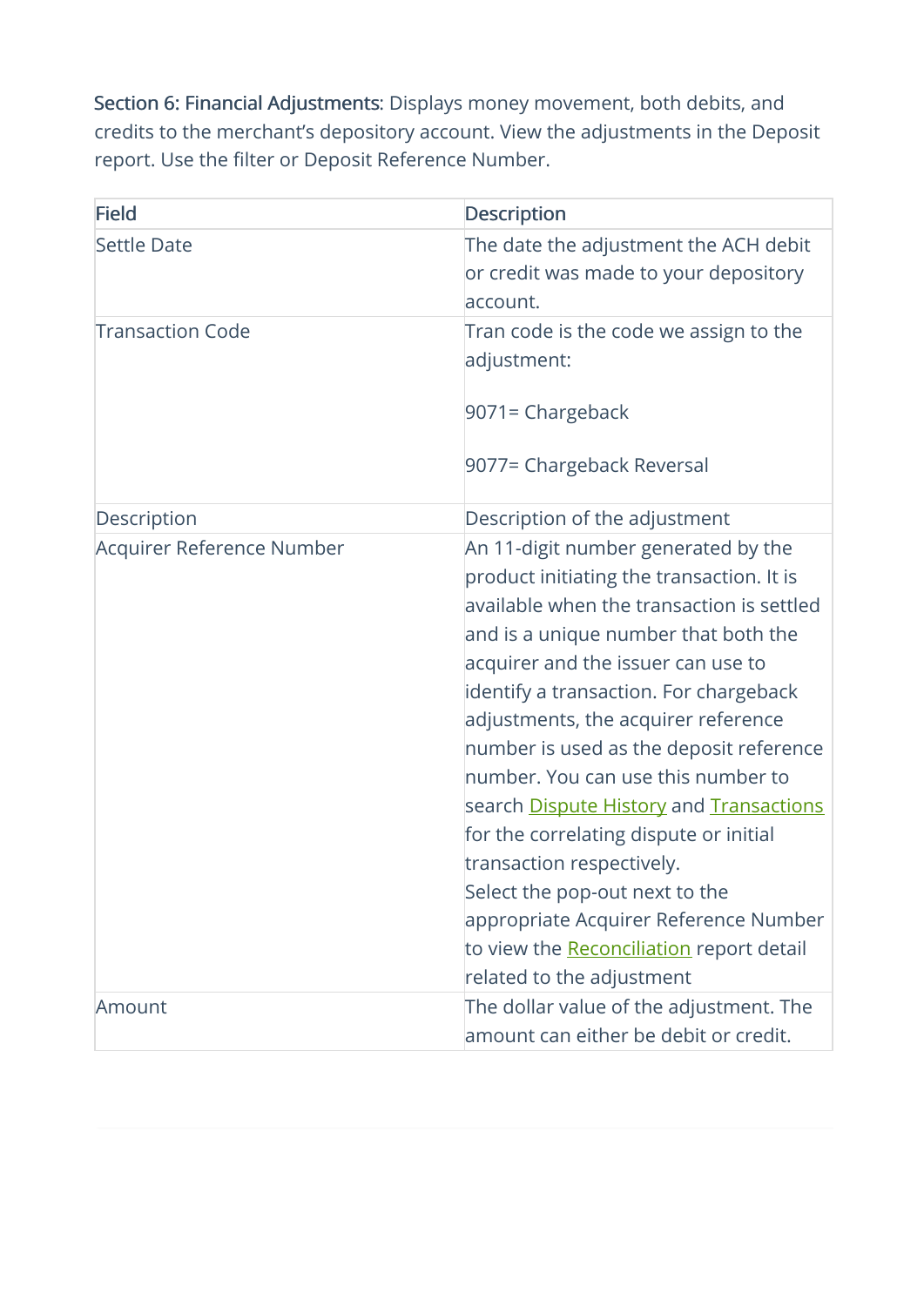**Section 6: Financial Adjustments**: Displays money movement, both debits, and credits to the merchant's depository account. View the adjustments in the Deposit report. Use the filter or Deposit Reference Number.

| Field | Description |
|---|---|
| Settle Date | The date the adjustment the ACH debit or credit was made to your depository account. |
| Transaction Code | Tran code is the code we assign to the adjustment:<br><br>9071= Chargeback<br><br>9077= Chargeback Reversal |
| Description | Description of the adjustment |
| Acquirer Reference Number | An 11-digit number generated by the product initiating the transaction. It is available when the transaction is settled and is a unique number that both the acquirer and the issuer can use to identify a transaction. For chargeback adjustments, the acquirer reference number is used as the deposit reference number. You can use this number to search Dispute History and Transactions for the correlating dispute or initial transaction respectively.<br>Select the pop-out next to the appropriate Acquirer Reference Number to view the Reconciliation report detail related to the adjustment |
| Amount | The dollar value of the adjustment. The amount can either be debit or credit. |